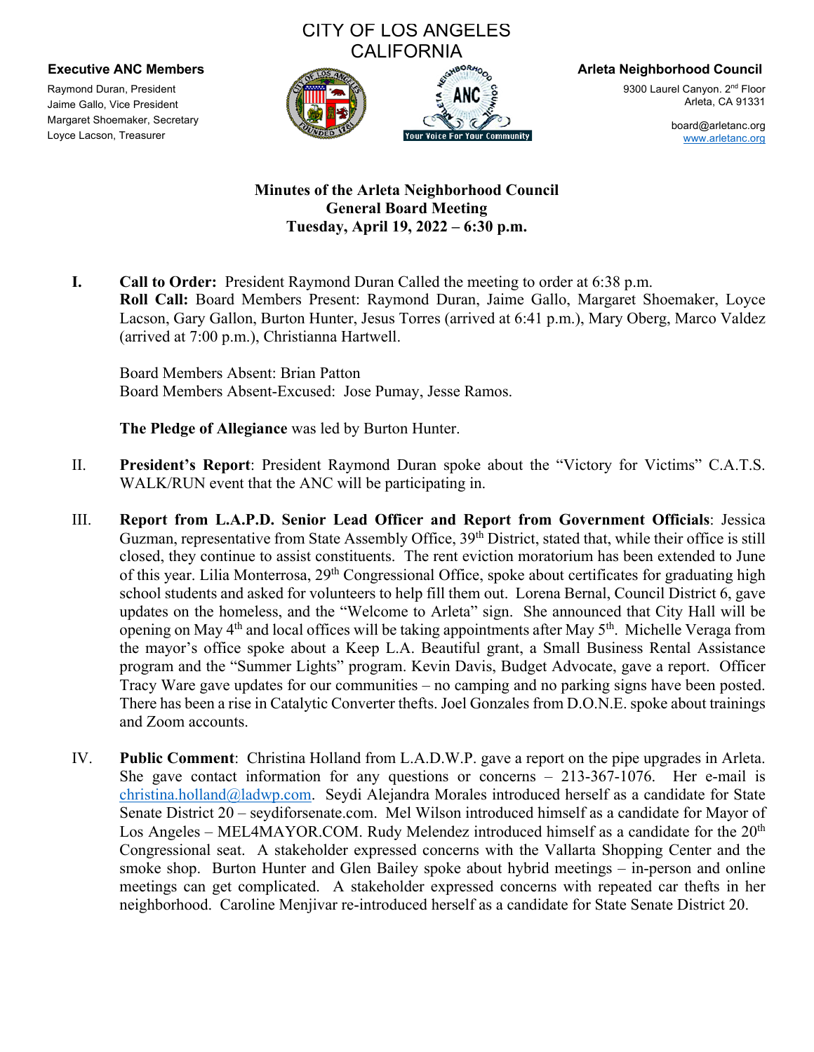CITY OF LOS ANGELES
CALIFORNIA

**Executive ANC Members**

Raymond Duran, President
Jaime Gallo, Vice President
Margaret Shoemaker, Secretary
Loyce Lacson, Treasurer

**Arleta Neighborhood Council**

9300 Laurel Canyon. 2nd Floor
Arleta, CA 91331

board@arletanc.org
www.arletanc.org

Your Voice For Your Community

# Minutes of the Arleta Neighborhood Council General Board Meeting Tuesday, April 19, 2022 – 6:30 p.m.

**I. Call to Order:** President Raymond Duran Called the meeting to order at 6:38 p.m.
**Roll Call:** Board Members Present: Raymond Duran, Jaime Gallo, Margaret Shoemaker, Loyce Lacson, Gary Gallon, Burton Hunter, Jesus Torres (arrived at 6:41 p.m.), Mary Oberg, Marco Valdez (arrived at 7:00 p.m.), Christianna Hartwell.

Board Members Absent: Brian Patton
Board Members Absent-Excused: Jose Pumay, Jesse Ramos.

**The Pledge of Allegiance** was led by Burton Hunter.

II. **President's Report**: President Raymond Duran spoke about the "Victory for Victims" C.A.T.S. WALK/RUN event that the ANC will be participating in.

III. **Report from L.A.P.D. Senior Lead Officer and Report from Government Officials**: Jessica Guzman, representative from State Assembly Office, 39th District, stated that, while their office is still closed, they continue to assist constituents. The rent eviction moratorium has been extended to June of this year. Lilia Monterrosa, 29th Congressional Office, spoke about certificates for graduating high school students and asked for volunteers to help fill them out. Lorena Bernal, Council District 6, gave updates on the homeless, and the "Welcome to Arleta" sign. She announced that City Hall will be opening on May 4th and local offices will be taking appointments after May 5th. Michelle Veraga from the mayor's office spoke about a Keep L.A. Beautiful grant, a Small Business Rental Assistance program and the "Summer Lights" program. Kevin Davis, Budget Advocate, gave a report. Officer Tracy Ware gave updates for our communities – no camping and no parking signs have been posted. There has been a rise in Catalytic Converter thefts. Joel Gonzales from D.O.N.E. spoke about trainings and Zoom accounts.

IV. **Public Comment**: Christina Holland from L.A.D.W.P. gave a report on the pipe upgrades in Arleta. She gave contact information for any questions or concerns – 213-367-1076. Her e-mail is christina.holland@ladwp.com. Seydi Alejandra Morales introduced herself as a candidate for State Senate District 20 – seydiforsenate.com. Mel Wilson introduced himself as a candidate for Mayor of Los Angeles – MEL4MAYOR.COM. Rudy Melendez introduced himself as a candidate for the 20th Congressional seat. A stakeholder expressed concerns with the Vallarta Shopping Center and the smoke shop. Burton Hunter and Glen Bailey spoke about hybrid meetings – in-person and online meetings can get complicated. A stakeholder expressed concerns with repeated car thefts in her neighborhood. Caroline Menjivar re-introduced herself as a candidate for State Senate District 20.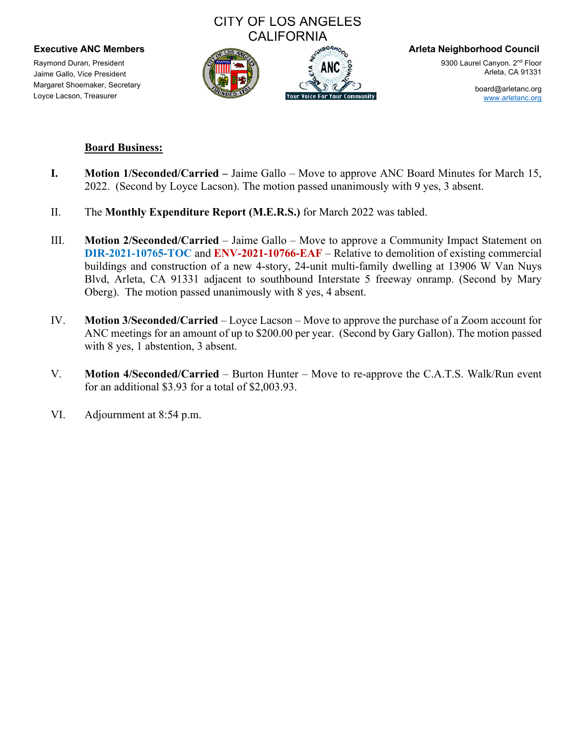CITY OF LOS ANGELES
CALIFORNIA

**Executive ANC Members**

Raymond Duran, President
Jaime Gallo, Vice President
Margaret Shoemaker, Secretary
Loyce Lacson, Treasurer

**Arleta Neighborhood Council**

9300 Laurel Canyon. 2nd Floor
Arleta, CA 91331

board@arletanc.org
www.arletanc.org

**Board Business:**

**I.** **Motion 1/Seconded/Carried –** Jaime Gallo – Move to approve ANC Board Minutes for March 15, 2022. (Second by Loyce Lacson). The motion passed unanimously with 9 yes, 3 absent.

II. The **Monthly Expenditure Report (M.E.R.S.)** for March 2022 was tabled.

III. **Motion 2/Seconded/Carried** – Jaime Gallo – Move to approve a Community Impact Statement on **DIR-2021-10765-TOC** and **ENV-2021-10766-EAF** – Relative to demolition of existing commercial buildings and construction of a new 4-story, 24-unit multi-family dwelling at 13906 W Van Nuys Blvd, Arleta, CA 91331 adjacent to southbound Interstate 5 freeway onramp. (Second by Mary Oberg). The motion passed unanimously with 8 yes, 4 absent.

IV. **Motion 3/Seconded/Carried** – Loyce Lacson – Move to approve the purchase of a Zoom account for ANC meetings for an amount of up to $200.00 per year. (Second by Gary Gallon). The motion passed with 8 yes, 1 abstention, 3 absent.

V. **Motion 4/Seconded/Carried** – Burton Hunter – Move to re-approve the C.A.T.S. Walk/Run event for an additional $3.93 for a total of $2,003.93.

VI. Adjournment at 8:54 p.m.